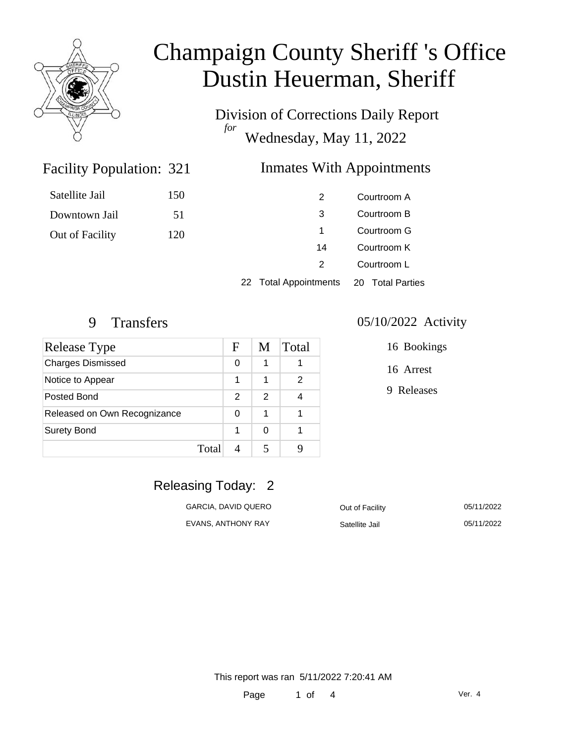# Champaign County Sheriff 's Office
# Dustin Heuerman, Sheriff

Division of Corrections Daily Report
*for*
Wednesday, May 11, 2022

## Facility Population: 321

| | |
|---|---|
| Satellite Jail | 150 |
| Downtown Jail | 51 |
| Out of Facility | 120 |

## Inmates With Appointments

| | |
|---|---|
| 2 | Courtroom A |
| 3 | Courtroom B |
| 1 | Courtroom G |
| 14 | Courtroom K |
| 2 | Courtroom L |

22 Total Appointments    20 Total Parties

## 9 Transfers

| Release Type | F | M | Total |
|---|---|---|---|
| Charges Dismissed | 0 | 1 | 1 |
| Notice to Appear | 1 | 1 | 2 |
| Posted Bond | 2 | 2 | 4 |
| Released on Own Recognizance | 0 | 1 | 1 |
| Surety Bond | 1 | 0 | 1 |
| Total | 4 | 5 | 9 |

## 05/10/2022 Activity

16 Bookings

16 Arrest

9 Releases

## Releasing Today: 2

| | | |
|---|---|---|
| GARCIA, DAVID QUERO | Out of Facility | 05/11/2022 |
| EVANS, ANTHONY RAY | Satellite Jail | 05/11/2022 |

This report was ran 5/11/2022 7:20:41 AM

Ver. 4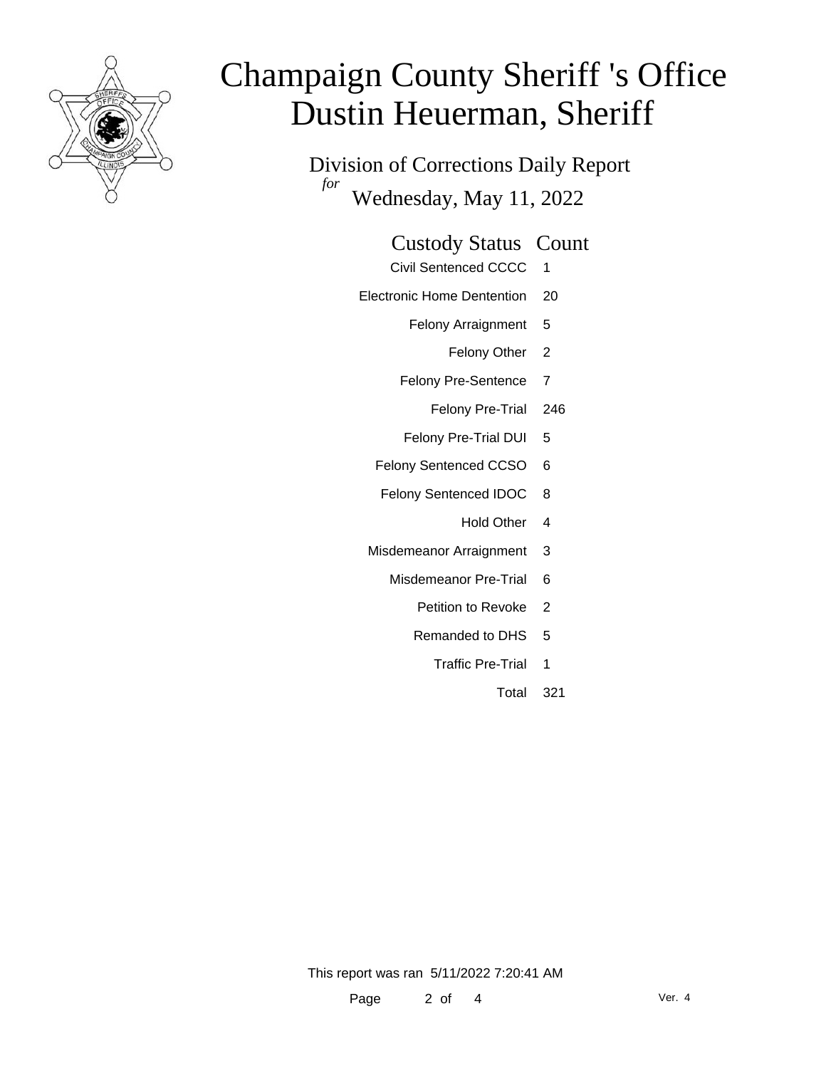# Champaign County Sheriff 's Office
# Dustin Heuerman, Sheriff

## Division of Corrections Daily Report
*for* Wednesday, May 11, 2022

| Custody Status | Count |
|---|---|
| Civil Sentenced CCCC | 1 |
| Electronic Home Dentention | 20 |
| Felony Arraignment | 5 |
| Felony Other | 2 |
| Felony Pre-Sentence | 7 |
| Felony Pre-Trial | 246 |
| Felony Pre-Trial DUI | 5 |
| Felony Sentenced CCSO | 6 |
| Felony Sentenced IDOC | 8 |
| Hold Other | 4 |
| Misdemeanor Arraignment | 3 |
| Misdemeanor Pre-Trial | 6 |
| Petition to Revoke | 2 |
| Remanded to DHS | 5 |
| Traffic Pre-Trial | 1 |
| Total | 321 |

This report was ran 5/11/2022 7:20:41 AM

Ver. 4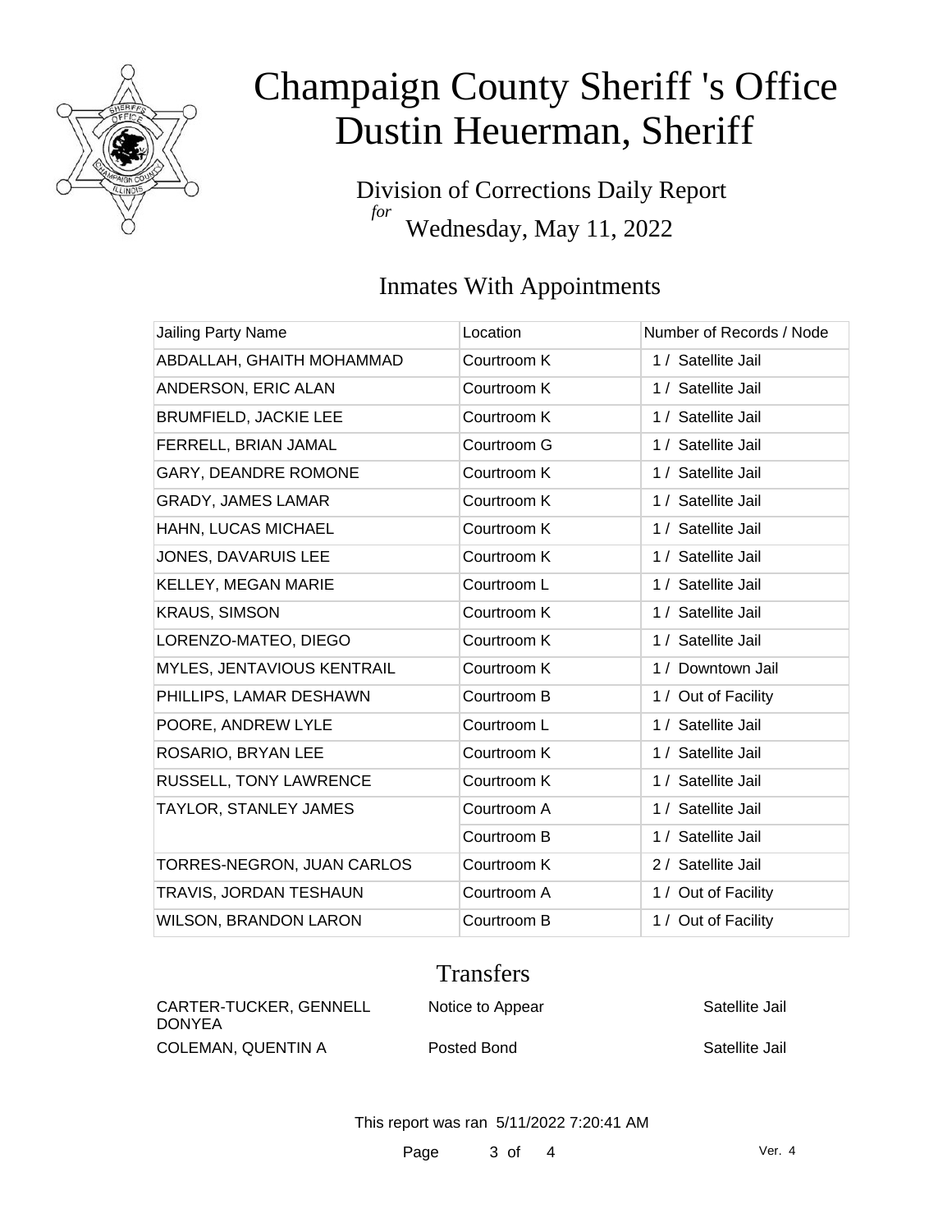# Champaign County Sheriff 's Office
# Dustin Heuerman, Sheriff

Division of Corrections Daily Report
*for*
Wednesday, May 11, 2022

## Inmates With Appointments

| Jailing Party Name | Location | Number of Records / Node |
|---|---|---|
| ABDALLAH, GHAITH MOHAMMAD | Courtroom K | 1 / Satellite Jail |
| ANDERSON, ERIC ALAN | Courtroom K | 1 / Satellite Jail |
| BRUMFIELD, JACKIE LEE | Courtroom K | 1 / Satellite Jail |
| FERRELL, BRIAN JAMAL | Courtroom G | 1 / Satellite Jail |
| GARY, DEANDRE ROMONE | Courtroom K | 1 / Satellite Jail |
| GRADY, JAMES LAMAR | Courtroom K | 1 / Satellite Jail |
| HAHN, LUCAS MICHAEL | Courtroom K | 1 / Satellite Jail |
| JONES, DAVARUIS LEE | Courtroom K | 1 / Satellite Jail |
| KELLEY, MEGAN MARIE | Courtroom L | 1 / Satellite Jail |
| KRAUS, SIMSON | Courtroom K | 1 / Satellite Jail |
| LORENZO-MATEO, DIEGO | Courtroom K | 1 / Satellite Jail |
| MYLES, JENTAVIOUS KENTRAIL | Courtroom K | 1 / Downtown Jail |
| PHILLIPS, LAMAR DESHAWN | Courtroom B | 1 / Out of Facility |
| POORE, ANDREW LYLE | Courtroom L | 1 / Satellite Jail |
| ROSARIO, BRYAN LEE | Courtroom K | 1 / Satellite Jail |
| RUSSELL, TONY LAWRENCE | Courtroom K | 1 / Satellite Jail |
| TAYLOR, STANLEY JAMES | Courtroom A | 1 / Satellite Jail |
| | Courtroom B | 1 / Satellite Jail |
| TORRES-NEGRON, JUAN CARLOS | Courtroom K | 2 / Satellite Jail |
| TRAVIS, JORDAN TESHAUN | Courtroom A | 1 / Out of Facility |
| WILSON, BRANDON LARON | Courtroom B | 1 / Out of Facility |

## Transfers

| | | |
|---|---|---|
| CARTER-TUCKER, GENNELL DONYEA | Notice to Appear | Satellite Jail |
| COLEMAN, QUENTIN A | Posted Bond | Satellite Jail |

This report was ran 5/11/2022 7:20:41 AM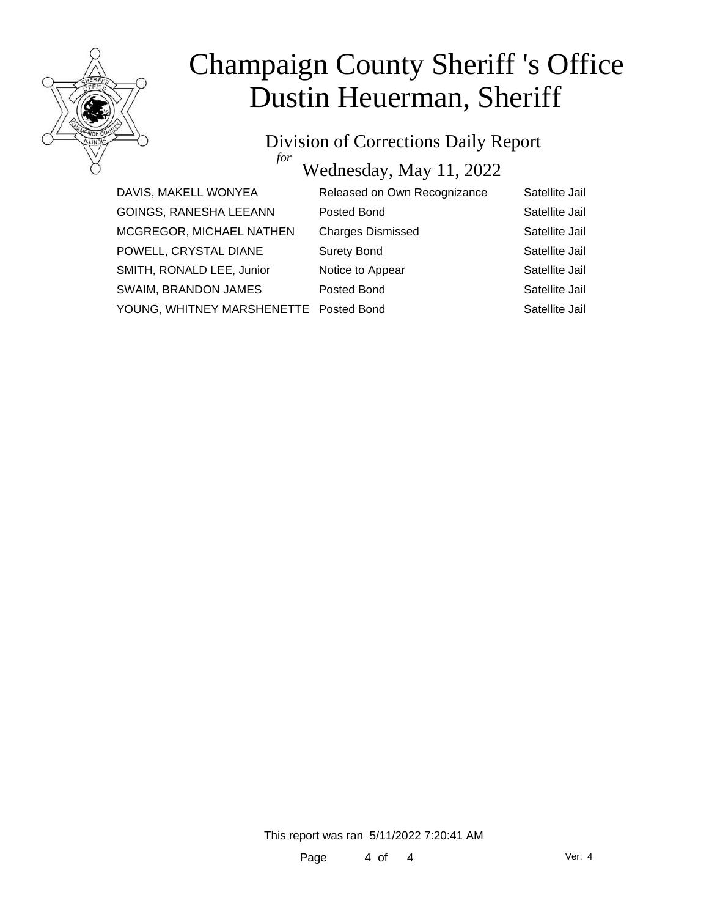# Champaign County Sheriff 's Office
# Dustin Heuerman, Sheriff

## Division of Corrections Daily Report

*for*

## Wednesday, May 11, 2022

| | | |
|---|---|---|
| DAVIS, MAKELL WONYEA | Released on Own Recognizance | Satellite Jail |
| GOINGS, RANESHA LEEANN | Posted Bond | Satellite Jail |
| MCGREGOR, MICHAEL NATHEN | Charges Dismissed | Satellite Jail |
| POWELL, CRYSTAL DIANE | Surety Bond | Satellite Jail |
| SMITH, RONALD LEE, Junior | Notice to Appear | Satellite Jail |
| SWAIM, BRANDON JAMES | Posted Bond | Satellite Jail |
| YOUNG, WHITNEY MARSHENETTE | Posted Bond | Satellite Jail |

This report was ran 5/11/2022 7:20:41 AM

Ver. 4